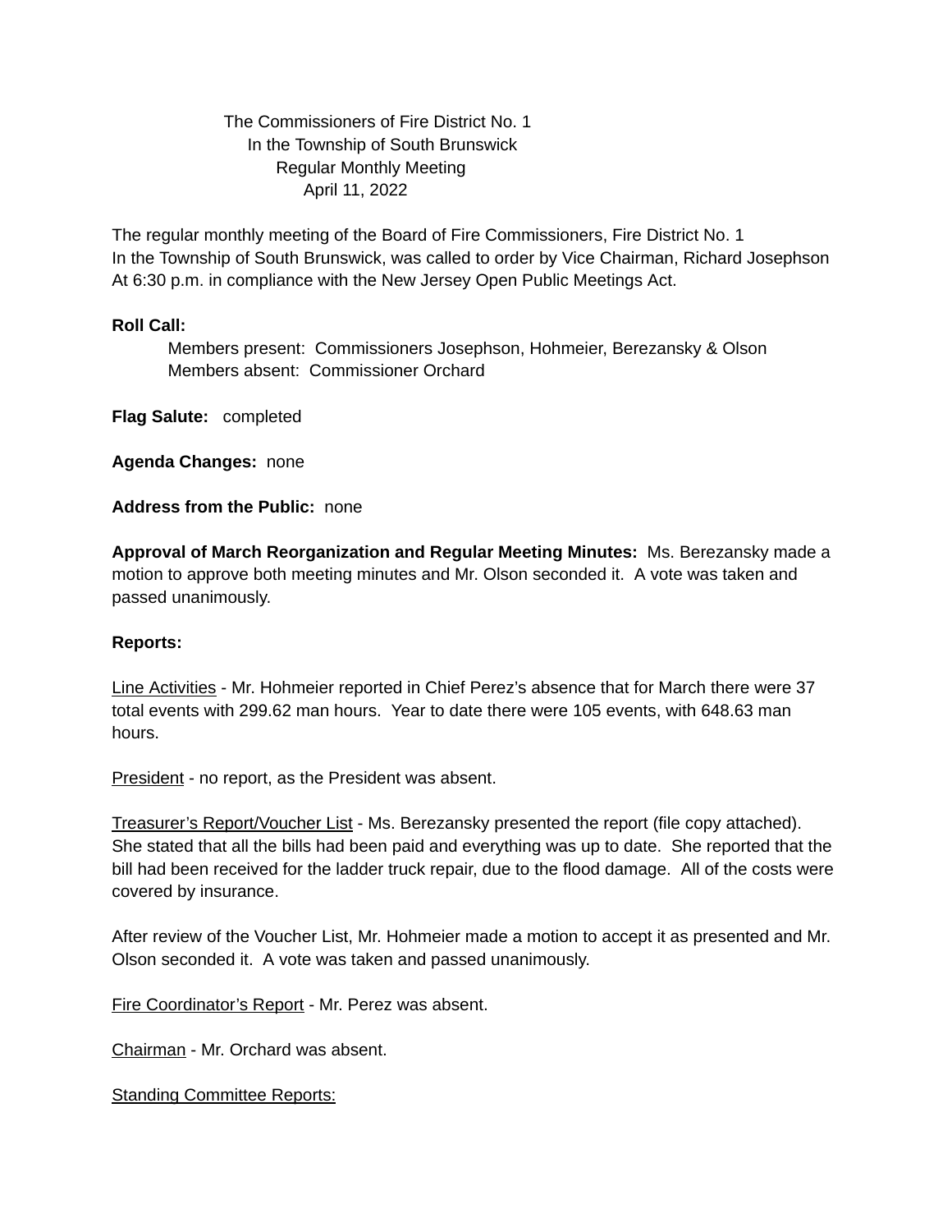# The Commissioners of Fire District No. 1
## In the Township of South Brunswick
### Regular Monthly Meeting
### April 11, 2022

The regular monthly meeting of the Board of Fire Commissioners, Fire District No. 1 In the Township of South Brunswick, was called to order by Vice Chairman, Richard Josephson At 6:30 p.m. in compliance with the New Jersey Open Public Meetings Act.

**Roll Call:**

Members present: Commissioners Josephson, Hohmeier, Berezansky & Olson
Members absent: Commissioner Orchard

**Flag Salute:** completed

**Agenda Changes:** none

**Address from the Public:** none

**Approval of March Reorganization and Regular Meeting Minutes:** Ms. Berezansky made a motion to approve both meeting minutes and Mr. Olson seconded it. A vote was taken and passed unanimously.

**Reports:**

<u>Line Activities</u> - Mr. Hohmeier reported in Chief Perez's absence that for March there were 37 total events with 299.62 man hours. Year to date there were 105 events, with 648.63 man hours.

<u>President</u> - no report, as the President was absent.

<u>Treasurer's Report/Voucher List</u> - Ms. Berezansky presented the report (file copy attached). She stated that all the bills had been paid and everything was up to date. She reported that the bill had been received for the ladder truck repair, due to the flood damage. All of the costs were covered by insurance.

After review of the Voucher List, Mr. Hohmeier made a motion to accept it as presented and Mr. Olson seconded it. A vote was taken and passed unanimously.

<u>Fire Coordinator's Report</u> - Mr. Perez was absent.

<u>Chairman</u> - Mr. Orchard was absent.

<u>Standing Committee Reports:</u>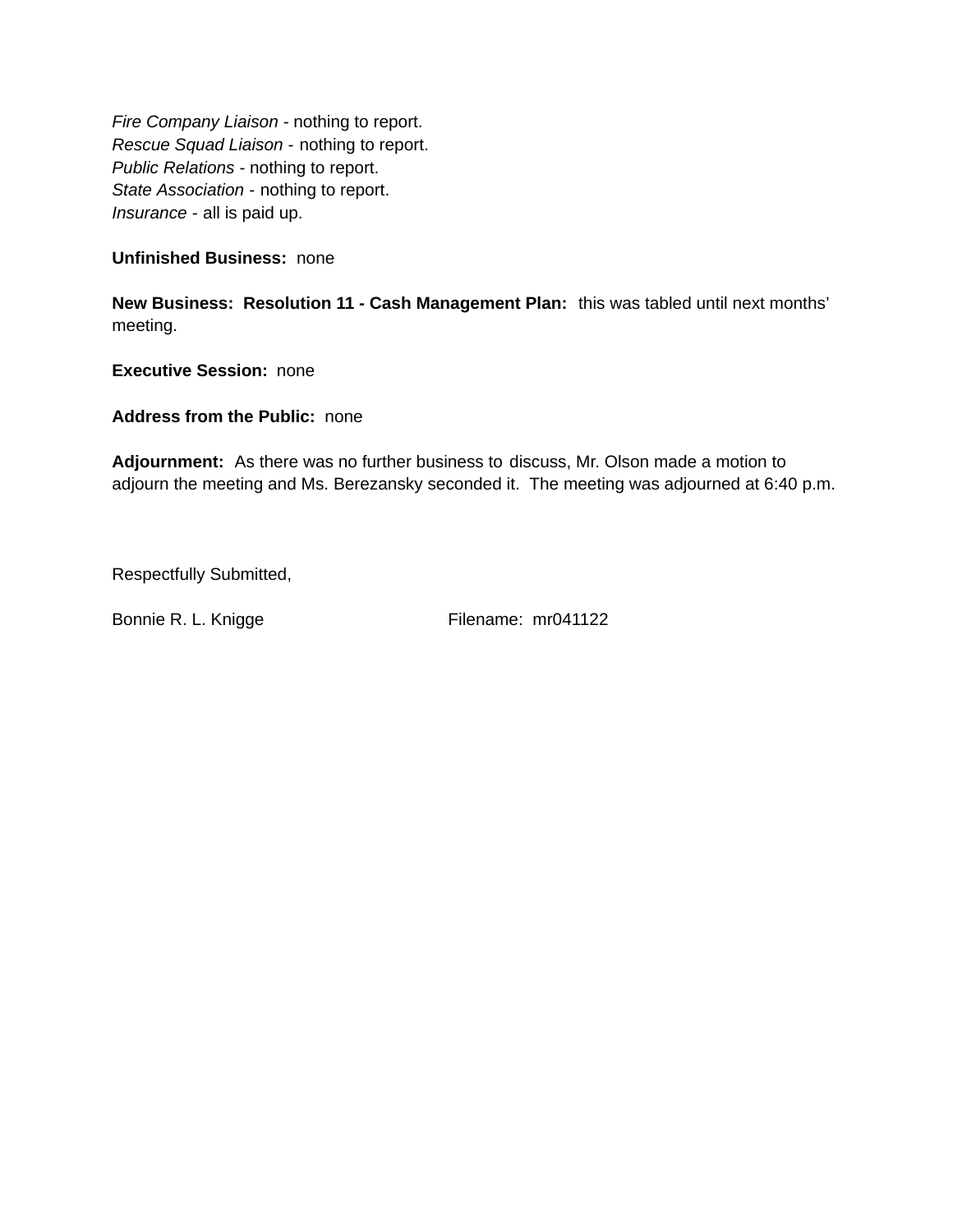*Fire Company Liaison* - nothing to report.
*Rescue Squad Liaison* - nothing to report.
*Public Relations* - nothing to report.
*State Association* - nothing to report.
*Insurance* - all is paid up.

**Unfinished Business:** none

**New Business: Resolution 11 - Cash Management Plan:** this was tabled until next months' meeting.

**Executive Session:** none

**Address from the Public:** none

**Adjournment:** As there was no further business to discuss, Mr. Olson made a motion to adjourn the meeting and Ms. Berezansky seconded it. The meeting was adjourned at 6:40 p.m.

Respectfully Submitted,

Bonnie R. L. Knigge Filename: mr041122